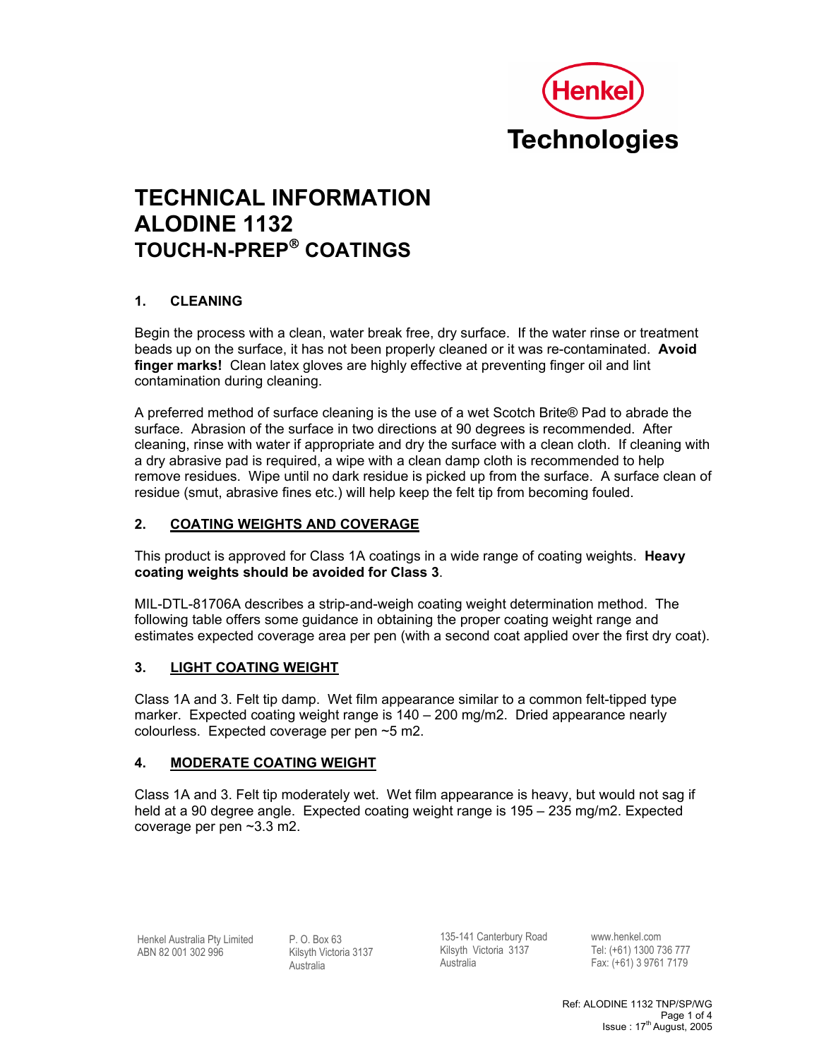Henkel
Technologies

# TECHNICAL INFORMATION
# ALODINE 1132
# TOUCH-N-PREP® COATINGS

## 1. CLEANING

Begin the process with a clean, water break free, dry surface. If the water rinse or treatment beads up on the surface, it has not been properly cleaned or it was re-contaminated. **Avoid finger marks!** Clean latex gloves are highly effective at preventing finger oil and lint contamination during cleaning.

A preferred method of surface cleaning is the use of a wet Scotch Brite® Pad to abrade the surface. Abrasion of the surface in two directions at 90 degrees is recommended. After cleaning, rinse with water if appropriate and dry the surface with a clean cloth. If cleaning with a dry abrasive pad is required, a wipe with a clean damp cloth is recommended to help remove residues. Wipe until no dark residue is picked up from the surface. A surface clean of residue (smut, abrasive fines etc.) will help keep the felt tip from becoming fouled.

## 2. COATING WEIGHTS AND COVERAGE

This product is approved for Class 1A coatings in a wide range of coating weights. **Heavy coating weights should be avoided for Class 3**.

MIL-DTL-81706A describes a strip-and-weigh coating weight determination method. The following table offers some guidance in obtaining the proper coating weight range and estimates expected coverage area per pen (with a second coat applied over the first dry coat).

## 3. LIGHT COATING WEIGHT

Class 1A and 3. Felt tip damp. Wet film appearance similar to a common felt-tipped type marker. Expected coating weight range is 140 – 200 mg/m2. Dried appearance nearly colourless. Expected coverage per pen ~5 m2.

## 4. MODERATE COATING WEIGHT

Class 1A and 3. Felt tip moderately wet. Wet film appearance is heavy, but would not sag if held at a 90 degree angle. Expected coating weight range is 195 – 235 mg/m2. Expected coverage per pen ~3.3 m2.

Henkel Australia Pty Limited
ABN 82 001 302 996

P. O. Box 63
Kilsyth Victoria 3137
Australia

135-141 Canterbury Road
Kilsyth Victoria 3137
Australia

www.henkel.com
Tel: (+61) 1300 736 777
Fax: (+61) 3 9761 7179

Ref: ALODINE 1132 TNP/SP/WG
Issue : 17th August, 2005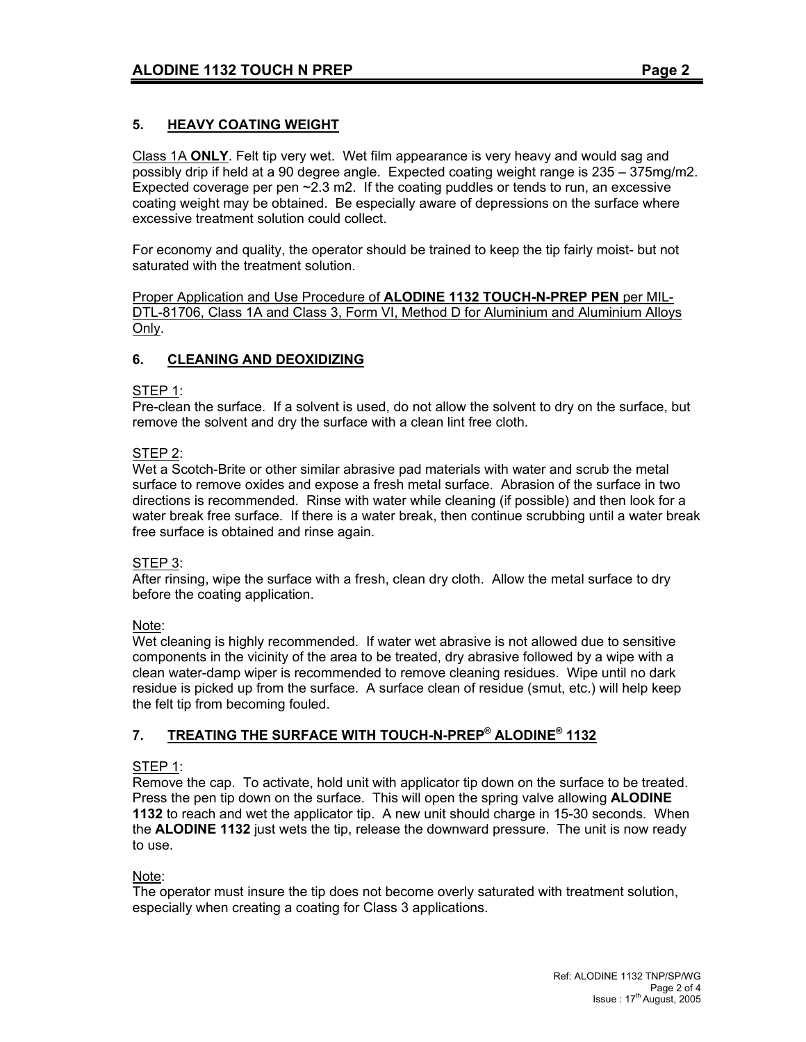## 5. HEAVY COATING WEIGHT

Class 1A **ONLY**. Felt tip very wet. Wet film appearance is very heavy and would sag and possibly drip if held at a 90 degree angle. Expected coating weight range is 235 – 375mg/m2. Expected coverage per pen ~2.3 m2. If the coating puddles or tends to run, an excessive coating weight may be obtained. Be especially aware of depressions on the surface where excessive treatment solution could collect.

For economy and quality, the operator should be trained to keep the tip fairly moist- but not saturated with the treatment solution.

Proper Application and Use Procedure of **ALODINE 1132 TOUCH-N-PREP PEN** per MIL-DTL-81706, Class 1A and Class 3, Form VI, Method D for Aluminium and Aluminium Alloys Only.

## 6. CLEANING AND DEOXIDIZING

STEP 1:
Pre-clean the surface. If a solvent is used, do not allow the solvent to dry on the surface, but remove the solvent and dry the surface with a clean lint free cloth.

STEP 2:
Wet a Scotch-Brite or other similar abrasive pad materials with water and scrub the metal surface to remove oxides and expose a fresh metal surface. Abrasion of the surface in two directions is recommended. Rinse with water while cleaning (if possible) and then look for a water break free surface. If there is a water break, then continue scrubbing until a water break free surface is obtained and rinse again.

STEP 3:
After rinsing, wipe the surface with a fresh, clean dry cloth. Allow the metal surface to dry before the coating application.

Note:
Wet cleaning is highly recommended. If water wet abrasive is not allowed due to sensitive components in the vicinity of the area to be treated, dry abrasive followed by a wipe with a clean water-damp wiper is recommended to remove cleaning residues. Wipe until no dark residue is picked up from the surface. A surface clean of residue (smut, etc.) will help keep the felt tip from becoming fouled.

## 7. TREATING THE SURFACE WITH TOUCH-N-PREP® ALODINE® 1132

STEP 1:
Remove the cap. To activate, hold unit with applicator tip down on the surface to be treated. Press the pen tip down on the surface. This will open the spring valve allowing **ALODINE 1132** to reach and wet the applicator tip. A new unit should charge in 15-30 seconds. When the **ALODINE 1132** just wets the tip, release the downward pressure. The unit is now ready to use.

Note:
The operator must insure the tip does not become overly saturated with treatment solution, especially when creating a coating for Class 3 applications.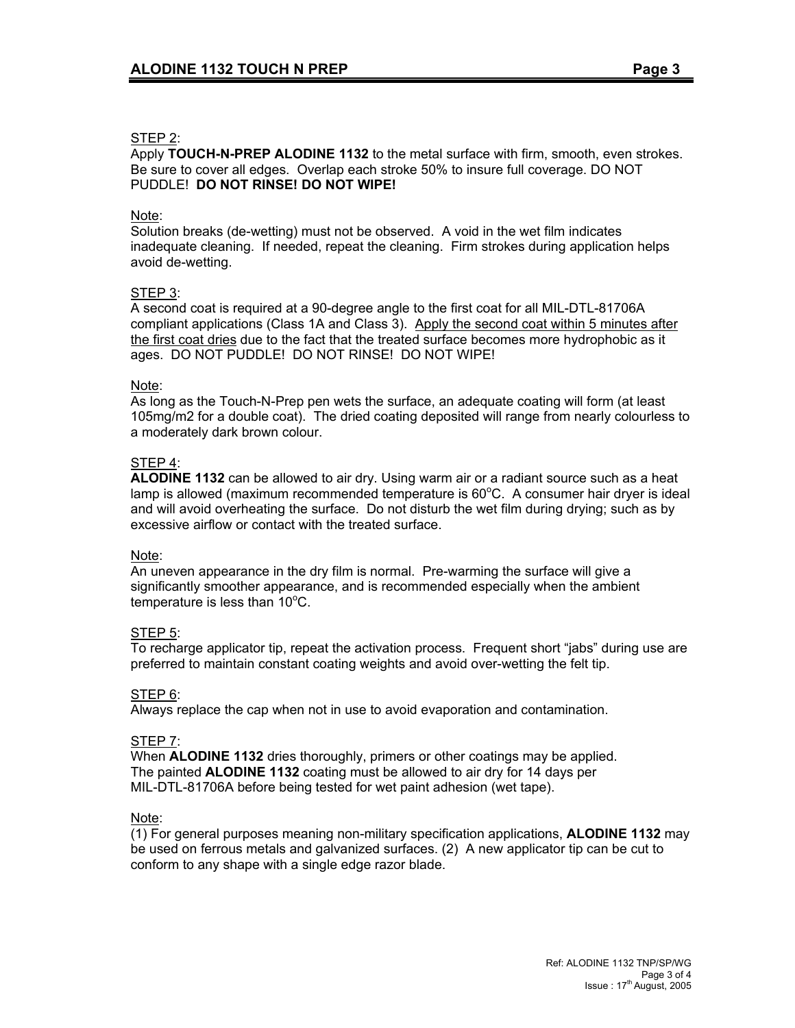STEP 2:
Apply **TOUCH-N-PREP ALODINE 1132** to the metal surface with firm, smooth, even strokes. Be sure to cover all edges. Overlap each stroke 50% to insure full coverage. DO NOT PUDDLE! **DO NOT RINSE! DO NOT WIPE!**

Note:
Solution breaks (de-wetting) must not be observed. A void in the wet film indicates inadequate cleaning. If needed, repeat the cleaning. Firm strokes during application helps avoid de-wetting.

STEP 3:
A second coat is required at a 90-degree angle to the first coat for all MIL-DTL-81706A compliant applications (Class 1A and Class 3). Apply the second coat within 5 minutes after the first coat dries due to the fact that the treated surface becomes more hydrophobic as it ages. DO NOT PUDDLE! DO NOT RINSE! DO NOT WIPE!

Note:
As long as the Touch-N-Prep pen wets the surface, an adequate coating will form (at least 105mg/m2 for a double coat). The dried coating deposited will range from nearly colourless to a moderately dark brown colour.

STEP 4:
**ALODINE 1132** can be allowed to air dry. Using warm air or a radiant source such as a heat lamp is allowed (maximum recommended temperature is $60^{o}$C. A consumer hair dryer is ideal and will avoid overheating the surface. Do not disturb the wet film during drying; such as by excessive airflow or contact with the treated surface.

Note:
An uneven appearance in the dry film is normal. Pre-warming the surface will give a significantly smoother appearance, and is recommended especially when the ambient temperature is less than $10^{o}$C.

STEP 5:
To recharge applicator tip, repeat the activation process. Frequent short "jabs" during use are preferred to maintain constant coating weights and avoid over-wetting the felt tip.

STEP 6:
Always replace the cap when not in use to avoid evaporation and contamination.

STEP 7:
When **ALODINE 1132** dries thoroughly, primers or other coatings may be applied. The painted **ALODINE 1132** coating must be allowed to air dry for 14 days per MIL-DTL-81706A before being tested for wet paint adhesion (wet tape).

Note:
(1) For general purposes meaning non-military specification applications, **ALODINE 1132** may be used on ferrous metals and galvanized surfaces. (2) A new applicator tip can be cut to conform to any shape with a single edge razor blade.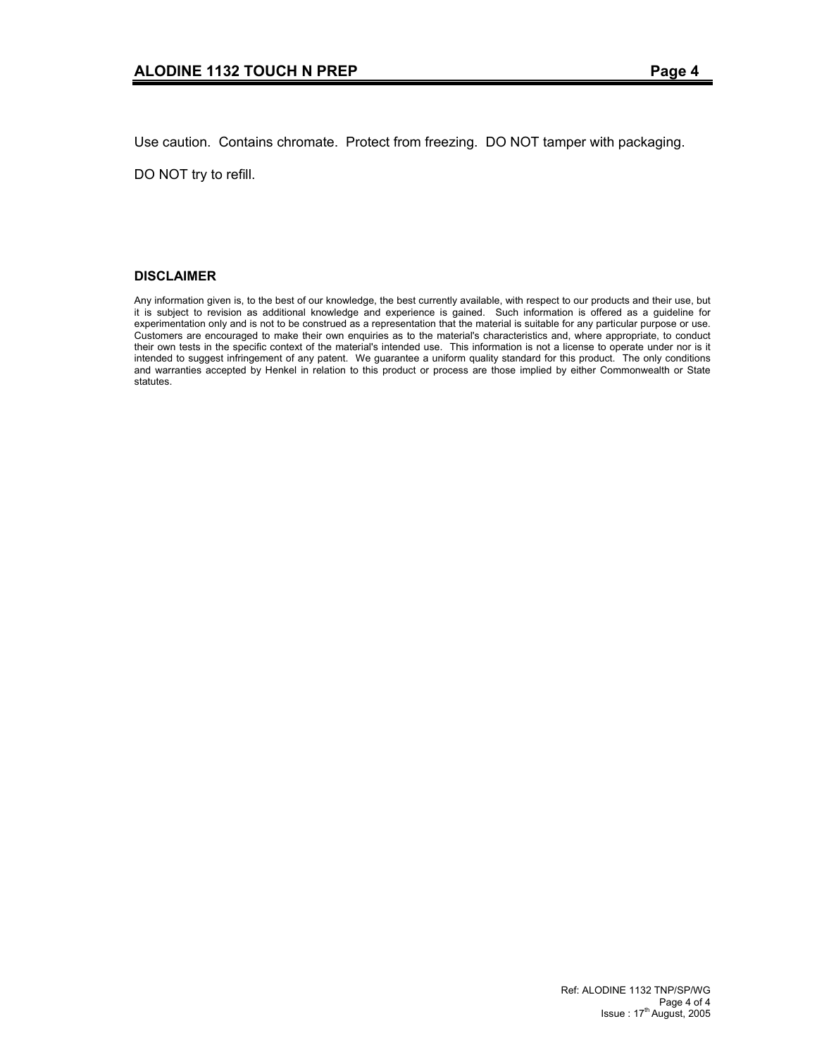Use caution. Contains chromate. Protect from freezing. DO NOT tamper with packaging.

DO NOT try to refill.

**DISCLAIMER**

Any information given is, to the best of our knowledge, the best currently available, with respect to our products and their use, but it is subject to revision as additional knowledge and experience is gained. Such information is offered as a guideline for experimentation only and is not to be construed as a representation that the material is suitable for any particular purpose or use. Customers are encouraged to make their own enquiries as to the material's characteristics and, where appropriate, to conduct their own tests in the specific context of the material's intended use. This information is not a license to operate under nor is it intended to suggest infringement of any patent. We guarantee a uniform quality standard for this product. The only conditions and warranties accepted by Henkel in relation to this product or process are those implied by either Commonwealth or State statutes.